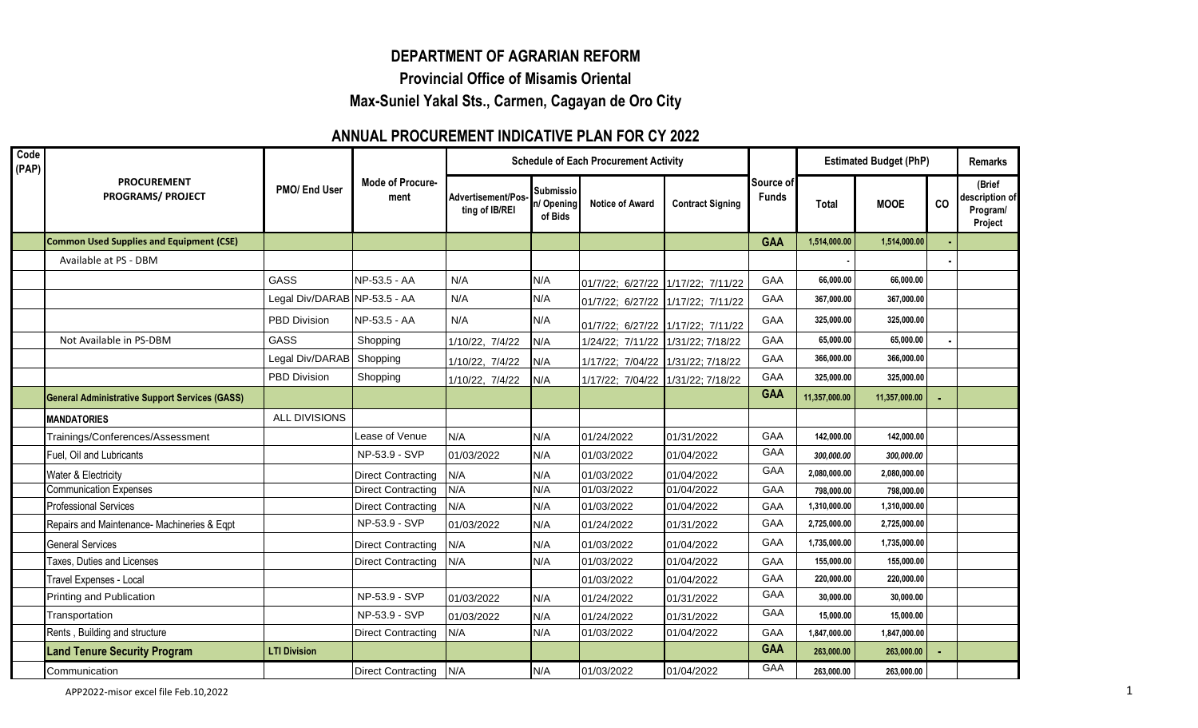# DEPARTMENT OF AGRARIAN REFORM

## Provincial Office of Misamis Oriental

## Max-Suniel Yakal Sts., Carmen, Cagayan de Oro City

## ANNUAL PROCUREMENT INDICATIVE PLAN FOR CY 2022

| Code (PAP) | PROCUREMENT PROGRAMS/ PROJECT | PMO/ End User | Mode of Procure-ment | Schedule of Each Procurement Activity | | | | Source of Funds | Estimated Budget (PhP) | | | Remarks |
|---|---|---|---|---|---|---|---|---|---|---|---|---|
| | | | | Advertisement/Posting of IB/REI | Submission/ Opening of Bids | Notice of Award | Contract Signing | | Total | MOOE | CO | (Brief description of Program/ Project |
| | **Common Used Supplies and Equipment (CSE)** | | | | | | | **GAA** | **1,514,000.00** | **1,514,000.00** | - | |
| | Available at PS - DBM | | | | | | | | - | | - | |
| | | GASS | NP-53.5 - AA | N/A | N/A | 01/7/22; 6/27/22 | 1/17/22; 7/11/22 | GAA | 66,000.00 | 66,000.00 | | |
| | | Legal Div/DARAB | NP-53.5 - AA | N/A | N/A | 01/7/22; 6/27/22 | 1/17/22; 7/11/22 | GAA | 367,000.00 | 367,000.00 | | |
| | | PBD Division | NP-53.5 - AA | N/A | N/A | 01/7/22; 6/27/22 | 1/17/22; 7/11/22 | GAA | 325,000.00 | 325,000.00 | | |
| | Not Available in PS-DBM | GASS | Shopping | 1/10/22, 7/4/22 | N/A | 1/24/22; 7/11/22 | 1/31/22; 7/18/22 | GAA | 65,000.00 | 65,000.00 | - | |
| | | Legal Div/DARAB | Shopping | 1/10/22, 7/4/22 | N/A | 1/17/22; 7/04/22 | 1/31/22; 7/18/22 | GAA | 366,000.00 | 366,000.00 | | |
| | | PBD Division | Shopping | 1/10/22, 7/4/22 | N/A | 1/17/22; 7/04/22 | 1/31/22; 7/18/22 | GAA | 325,000.00 | 325,000.00 | | |
| | **General Administrative Support Services (GASS)** | | | | | | | **GAA** | **11,357,000.00** | **11,357,000.00** | - | |
| | **MANDATORIES** | ALL DIVISIONS | | | | | | | | | | |
| | Trainings/Conferences/Assessment | | Lease of Venue | N/A | N/A | 01/24/2022 | 01/31/2022 | GAA | 142,000.00 | 142,000.00 | | |
| | Fuel, Oil and Lubricants | | NP-53.9 - SVP | 01/03/2022 | N/A | 01/03/2022 | 01/04/2022 | GAA | *300,000.00* | *300,000.00* | | |
| | Water & Electricity | | Direct Contracting | N/A | N/A | 01/03/2022 | 01/04/2022 | GAA | 2,080,000.00 | 2,080,000.00 | | |
| | Communication Expenses | | Direct Contracting | N/A | N/A | 01/03/2022 | 01/04/2022 | GAA | 798,000.00 | 798,000.00 | | |
| | Professional Services | | Direct Contracting | N/A | N/A | 01/03/2022 | 01/04/2022 | GAA | 1,310,000.00 | 1,310,000.00 | | |
| | Repairs and Maintenance- Machineries & Eqpt | | NP-53.9 - SVP | 01/03/2022 | N/A | 01/24/2022 | 01/31/2022 | GAA | 2,725,000.00 | 2,725,000.00 | | |
| | General Services | | Direct Contracting | N/A | N/A | 01/03/2022 | 01/04/2022 | GAA | 1,735,000.00 | 1,735,000.00 | | |
| | Taxes, Duties and Licenses | | Direct Contracting | N/A | N/A | 01/03/2022 | 01/04/2022 | GAA | 155,000.00 | 155,000.00 | | |
| | Travel Expenses - Local | | | | | 01/03/2022 | 01/04/2022 | GAA | 220,000.00 | 220,000.00 | | |
| | Printing and Publication | | NP-53.9 - SVP | 01/03/2022 | N/A | 01/24/2022 | 01/31/2022 | GAA | 30,000.00 | 30,000.00 | | |
| | Transportation | | NP-53.9 - SVP | 01/03/2022 | N/A | 01/24/2022 | 01/31/2022 | GAA | 15,000.00 | 15,000.00 | | |
| | Rents , Building and structure | | Direct Contracting | N/A | N/A | 01/03/2022 | 01/04/2022 | GAA | 1,847,000.00 | 1,847,000.00 | | |
| | **Land Tenure Security Program** | **LTI Division** | | | | | | **GAA** | **263,000.00** | **263,000.00** | - | |
| | Communication | | Direct Contracting | N/A | N/A | 01/03/2022 | 01/04/2022 | GAA | 263,000.00 | 263,000.00 | | |

APP2022-misor excel file Feb.10,2022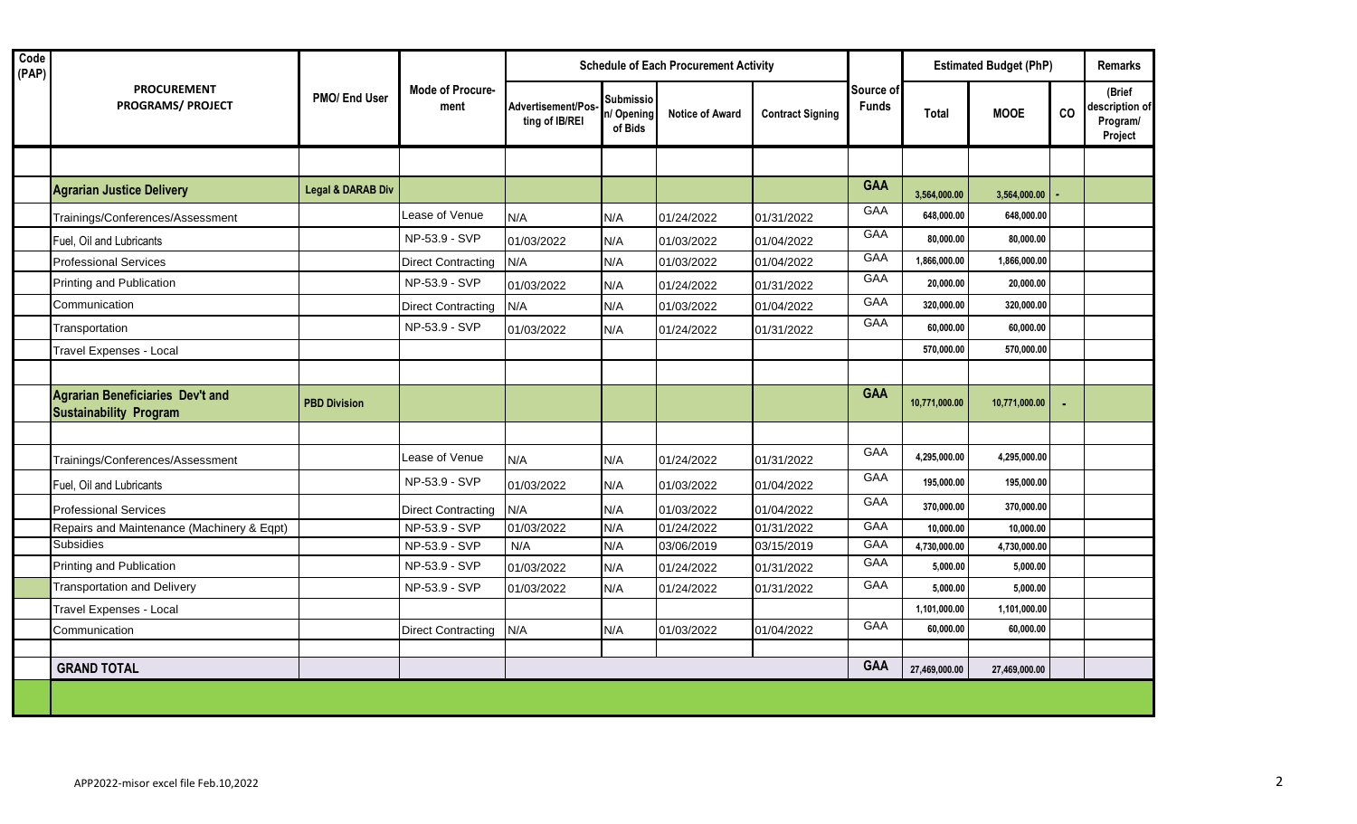| Code (PAP) | PROCUREMENT PROGRAMS/ PROJECT | PMO/ End User | Mode of Procure-ment | Schedule of Each Procurement Activity | | | | Source of Funds | Estimated Budget (PhP) | | | Remarks |
|---|---|---|---|---|---|---|---|---|---|---|---|---|
| | | | | Advertisement/Pos-ting of IB/REI | Submission/ Opening of Bids | Notice of Award | Contract Signing | | Total | MOOE | CO | (Brief description of Program/ Project |
| | | | | | | | | | | | | |
| | **Agrarian Justice Delivery** | **Legal & DARAB Div** | | | | | | **GAA** | 3,564,000.00 | 3,564,000.00 | - | |
| | Trainings/Conferences/Assessment | | Lease of Venue | N/A | N/A | 01/24/2022 | 01/31/2022 | GAA | 648,000.00 | 648,000.00 | | |
| | Fuel, Oil and Lubricants | | NP-53.9 - SVP | 01/03/2022 | N/A | 01/03/2022 | 01/04/2022 | GAA | 80,000.00 | 80,000.00 | | |
| | Professional Services | | Direct Contracting | N/A | N/A | 01/03/2022 | 01/04/2022 | GAA | 1,866,000.00 | 1,866,000.00 | | |
| | Printing and Publication | | NP-53.9 - SVP | 01/03/2022 | N/A | 01/24/2022 | 01/31/2022 | GAA | 20,000.00 | 20,000.00 | | |
| | Communication | | Direct Contracting | N/A | N/A | 01/03/2022 | 01/04/2022 | GAA | 320,000.00 | 320,000.00 | | |
| | Transportation | | NP-53.9 - SVP | 01/03/2022 | N/A | 01/24/2022 | 01/31/2022 | GAA | 60,000.00 | 60,000.00 | | |
| | Travel Expenses - Local | | | | | | | | 570,000.00 | 570,000.00 | | |
| | | | | | | | | | | | | |
| | **Agrarian Beneficiaries Dev't and Sustainability Program** | **PBD Division** | | | | | | **GAA** | 10,771,000.00 | 10,771,000.00 | - | |
| | | | | | | | | | | | | |
| | Trainings/Conferences/Assessment | | Lease of Venue | N/A | N/A | 01/24/2022 | 01/31/2022 | GAA | 4,295,000.00 | 4,295,000.00 | | |
| | Fuel, Oil and Lubricants | | NP-53.9 - SVP | 01/03/2022 | N/A | 01/03/2022 | 01/04/2022 | GAA | 195,000.00 | 195,000.00 | | |
| | Professional Services | | Direct Contracting | N/A | N/A | 01/03/2022 | 01/04/2022 | GAA | 370,000.00 | 370,000.00 | | |
| | Repairs and Maintenance (Machinery & Eqpt) | | NP-53.9 - SVP | 01/03/2022 | N/A | 01/24/2022 | 01/31/2022 | GAA | 10,000.00 | 10,000.00 | | |
| | Subsidies | | NP-53.9 - SVP | N/A | N/A | 03/06/2019 | 03/15/2019 | GAA | 4,730,000.00 | 4,730,000.00 | | |
| | Printing and Publication | | NP-53.9 - SVP | 01/03/2022 | N/A | 01/24/2022 | 01/31/2022 | GAA | 5,000.00 | 5,000.00 | | |
| | Transportation and Delivery | | NP-53.9 - SVP | 01/03/2022 | N/A | 01/24/2022 | 01/31/2022 | GAA | 5,000.00 | 5,000.00 | | |
| | Travel Expenses - Local | | | | | | | | 1,101,000.00 | 1,101,000.00 | | |
| | Communication | | Direct Contracting | N/A | N/A | 01/03/2022 | 01/04/2022 | GAA | 60,000.00 | 60,000.00 | | |
| | | | | | | | | | | | | |
| | **GRAND TOTAL** | | | | | | | **GAA** | 27,469,000.00 | 27,469,000.00 | | |

APP2022-misor excel file Feb.10,2022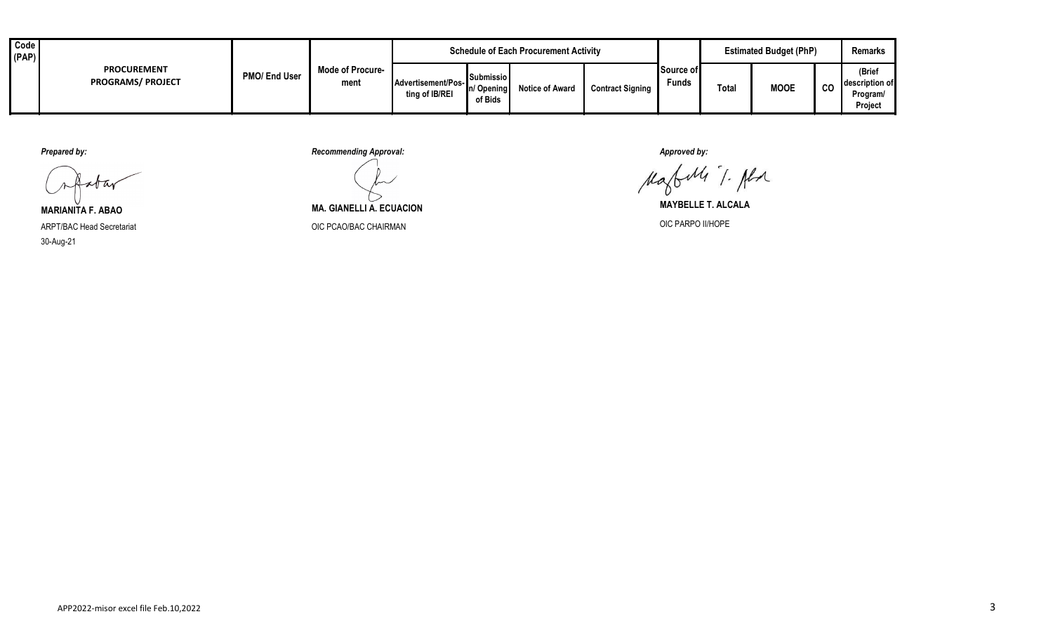| Code (PAP) | PROCUREMENT PROGRAMS/ PROJECT | PMO/ End User | Mode of Procure-ment | Schedule of Each Procurement Activity | | | | Source of Funds | Estimated Budget (PhP) | | | Remarks |
|---|---|---|---|---|---|---|---|---|---|---|---|---|
| | | | | Advertisement/Posting of IB/REI | Submission/ Opening of Bids | Notice of Award | Contract Signing | | Total | MOOE | CO | (Brief description of Program/ Project |

*Prepared by:*

**MARIANITA F. ABAO**
ARPT/BAC Head Secretariat
30-Aug-21

*Recommending Approval:*

**MA. GIANELLI A. ECUACION**
OIC PCAO/BAC CHAIRMAN

*Approved by:*

**MAYBELLE T. ALCALA**
OIC PARPO II/HOPE

APP2022-misor excel file Feb.10,2022